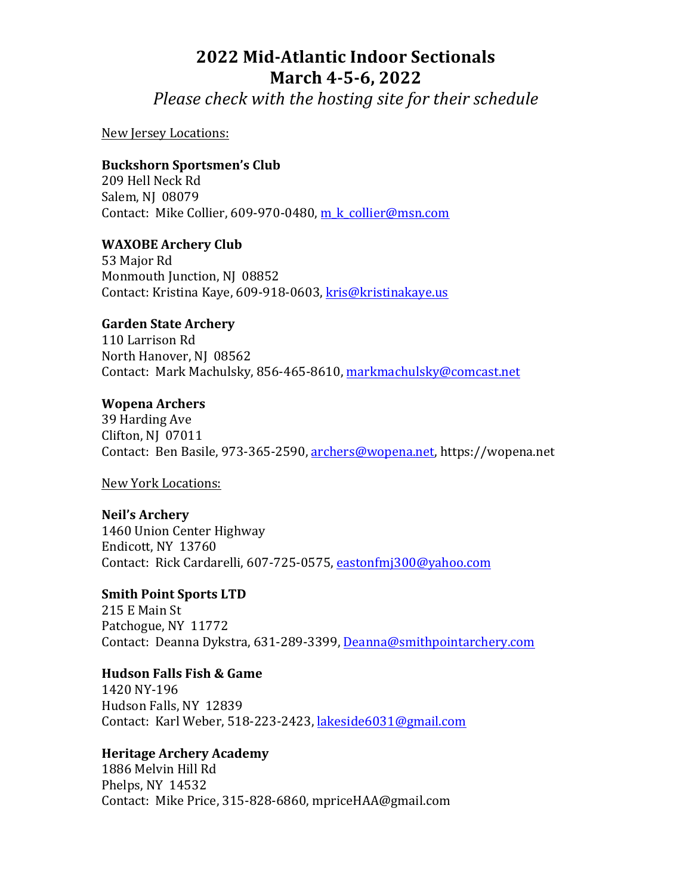# 2022 Mid-Atlantic Indoor Sectionals
# March 4-5-6, 2022

*Please check with the hosting site for their schedule*

New Jersey Locations:

**Buckshorn Sportsmen's Club**
209 Hell Neck Rd
Salem, NJ 08079
Contact: Mike Collier, 609-970-0480, m_k_collier@msn.com

**WAXOBE Archery Club**
53 Major Rd
Monmouth Junction, NJ 08852
Contact: Kristina Kaye, 609-918-0603, kris@kristinakaye.us

**Garden State Archery**
110 Larrison Rd
North Hanover, NJ 08562
Contact: Mark Machulsky, 856-465-8610, markmachulsky@comcast.net

**Wopena Archers**
39 Harding Ave
Clifton, NJ 07011
Contact: Ben Basile, 973-365-2590, archers@wopena.net, https://wopena.net

New York Locations:

**Neil's Archery**
1460 Union Center Highway
Endicott, NY 13760
Contact: Rick Cardarelli, 607-725-0575, eastonfmj300@yahoo.com

**Smith Point Sports LTD**
215 E Main St
Patchogue, NY 11772
Contact: Deanna Dykstra, 631-289-3399, Deanna@smithpointarchery.com

**Hudson Falls Fish & Game**
1420 NY-196
Hudson Falls, NY 12839
Contact: Karl Weber, 518-223-2423, lakeside6031@gmail.com

**Heritage Archery Academy**
1886 Melvin Hill Rd
Phelps, NY 14532
Contact: Mike Price, 315-828-6860, mpriceHAA@gmail.com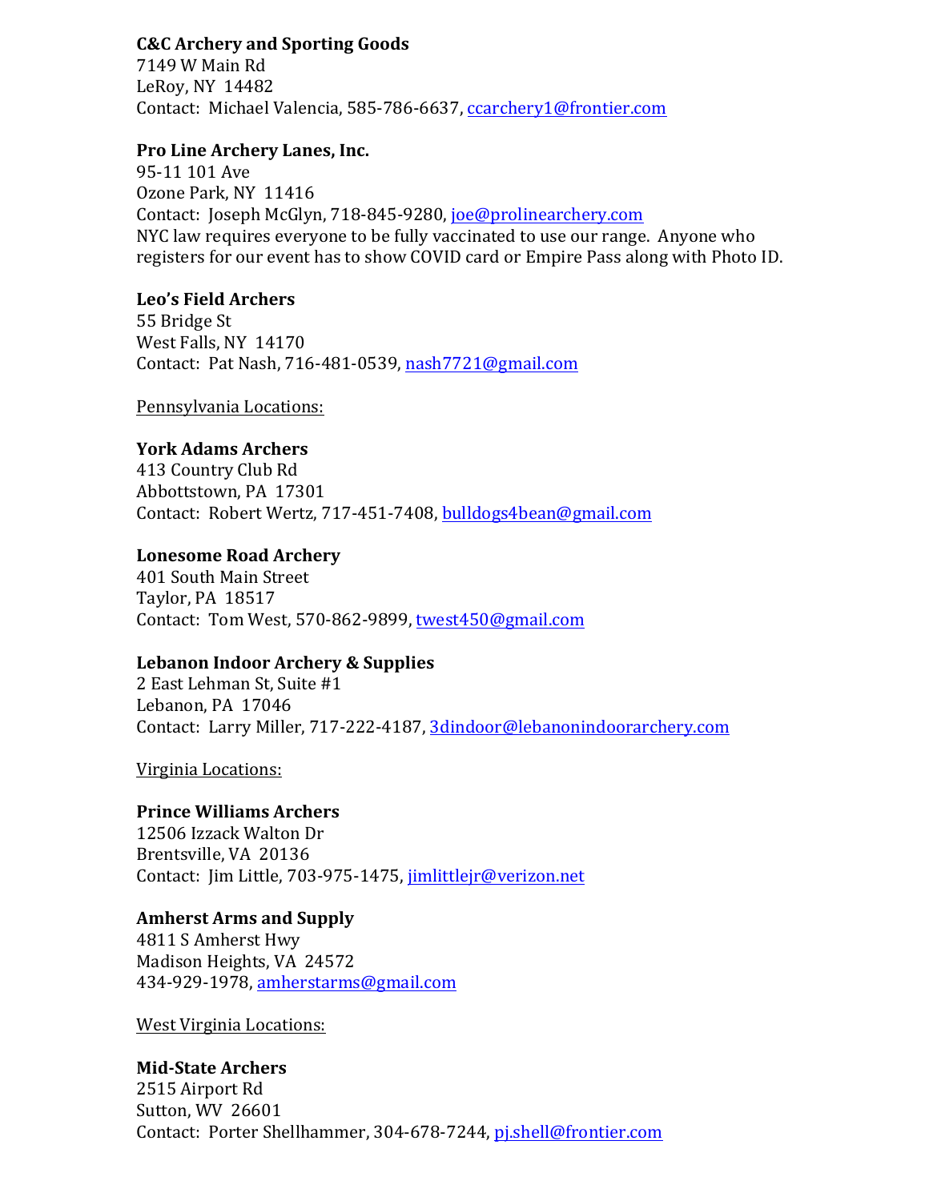**C&C Archery and Sporting Goods**
7149 W Main Rd
LeRoy, NY 14482
Contact: Michael Valencia, 585-786-6637, ccarchery1@frontier.com

**Pro Line Archery Lanes, Inc.**
95-11 101 Ave
Ozone Park, NY 11416
Contact: Joseph McGlyn, 718-845-9280, joe@prolinearchery.com
NYC law requires everyone to be fully vaccinated to use our range. Anyone who registers for our event has to show COVID card or Empire Pass along with Photo ID.

**Leo's Field Archers**
55 Bridge St
West Falls, NY 14170
Contact: Pat Nash, 716-481-0539, nash7721@gmail.com

Pennsylvania Locations:

**York Adams Archers**
413 Country Club Rd
Abbottstown, PA 17301
Contact: Robert Wertz, 717-451-7408, bulldogs4bean@gmail.com

**Lonesome Road Archery**
401 South Main Street
Taylor, PA 18517
Contact: Tom West, 570-862-9899, twest450@gmail.com

**Lebanon Indoor Archery & Supplies**
2 East Lehman St, Suite #1
Lebanon, PA 17046
Contact: Larry Miller, 717-222-4187, 3dindoor@lebanonindoorarchery.com

Virginia Locations:

**Prince Williams Archers**
12506 Izzack Walton Dr
Brentsville, VA 20136
Contact: Jim Little, 703-975-1475, jimlittlejr@verizon.net

**Amherst Arms and Supply**
4811 S Amherst Hwy
Madison Heights, VA 24572
434-929-1978, amherstarms@gmail.com

West Virginia Locations:

**Mid-State Archers**
2515 Airport Rd
Sutton, WV 26601
Contact: Porter Shellhammer, 304-678-7244, pj.shell@frontier.com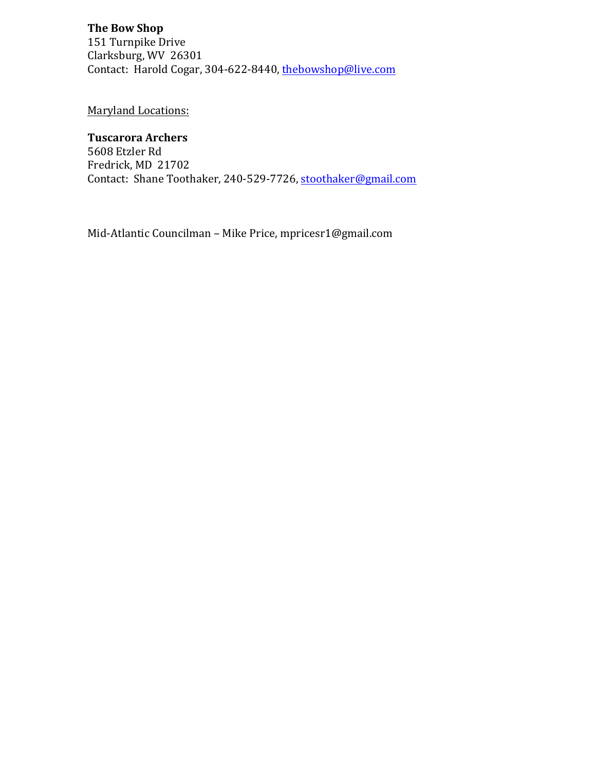**The Bow Shop**
151 Turnpike Drive
Clarksburg, WV 26301
Contact: Harold Cogar, 304-622-8440, thebowshop@live.com

Maryland Locations:

**Tuscarora Archers**
5608 Etzler Rd
Fredrick, MD 21702
Contact: Shane Toothaker, 240-529-7726, stoothaker@gmail.com

Mid-Atlantic Councilman – Mike Price, mpricesr1@gmail.com